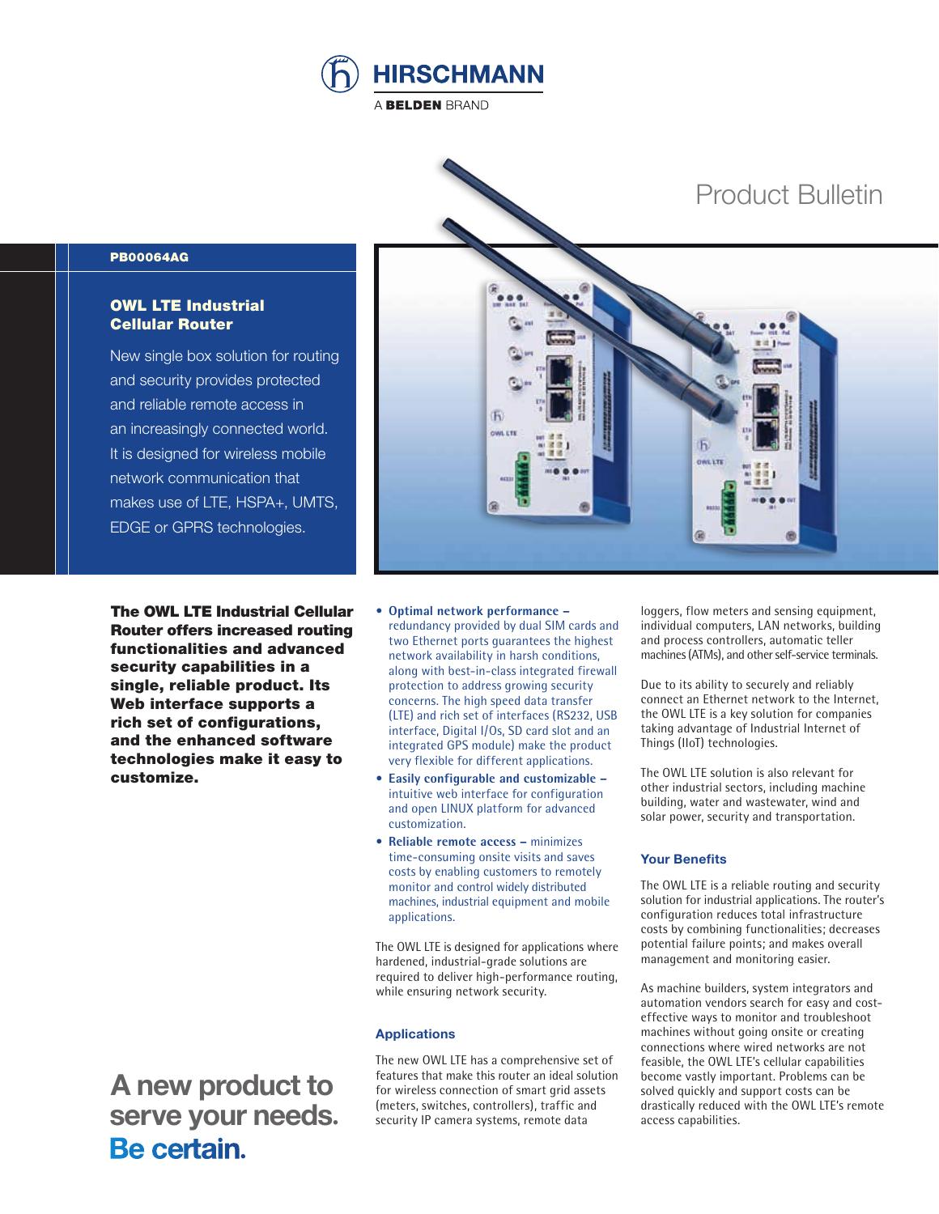HIRSCHMANN

A BELDEN BRAND

Product Bulletin

PB00064AG

# OWL LTE Industrial Cellular Router

New single box solution for routing and security provides protected and reliable remote access in an increasingly connected world. It is designed for wireless mobile network communication that makes use of LTE, HSPA+, UMTS, EDGE or GPRS technologies.

**The OWL LTE Industrial Cellular Router offers increased routing functionalities and advanced security capabilities in a single, reliable product. Its Web interface supports a rich set of configurations, and the enhanced software technologies make it easy to customize.**

- **Optimal network performance –** redundancy provided by dual SIM cards and two Ethernet ports guarantees the highest network availability in harsh conditions, along with best-in-class integrated firewall protection to address growing security concerns. The high speed data transfer (LTE) and rich set of interfaces (RS232, USB interface, Digital I/Os, SD card slot and an integrated GPS module) make the product very flexible for different applications.
- **Easily configurable and customizable –** intuitive web interface for configuration and open LINUX platform for advanced customization.
- **Reliable remote access –** minimizes time-consuming onsite visits and saves costs by enabling customers to remotely monitor and control widely distributed machines, industrial equipment and mobile applications.

The OWL LTE is designed for applications where hardened, industrial-grade solutions are required to deliver high-performance routing, while ensuring network security.

## Applications

The new OWL LTE has a comprehensive set of features that make this router an ideal solution for wireless connection of smart grid assets (meters, switches, controllers), traffic and security IP camera systems, remote data loggers, flow meters and sensing equipment, individual computers, LAN networks, building and process controllers, automatic teller machines (ATMs), and other self-service terminals.

Due to its ability to securely and reliably connect an Ethernet network to the Internet, the OWL LTE is a key solution for companies taking advantage of Industrial Internet of Things (IIoT) technologies.

The OWL LTE solution is also relevant for other industrial sectors, including machine building, water and wastewater, wind and solar power, security and transportation.

## Your Benefits

The OWL LTE is a reliable routing and security solution for industrial applications. The router's configuration reduces total infrastructure costs by combining functionalities; decreases potential failure points; and makes overall management and monitoring easier.

As machine builders, system integrators and automation vendors search for easy and cost-effective ways to monitor and troubleshoot machines without going onsite or creating connections where wired networks are not feasible, the OWL LTE's cellular capabilities become vastly important. Problems can be solved quickly and support costs can be drastically reduced with the OWL LTE's remote access capabilities.

A new product to serve your needs. **Be certain.**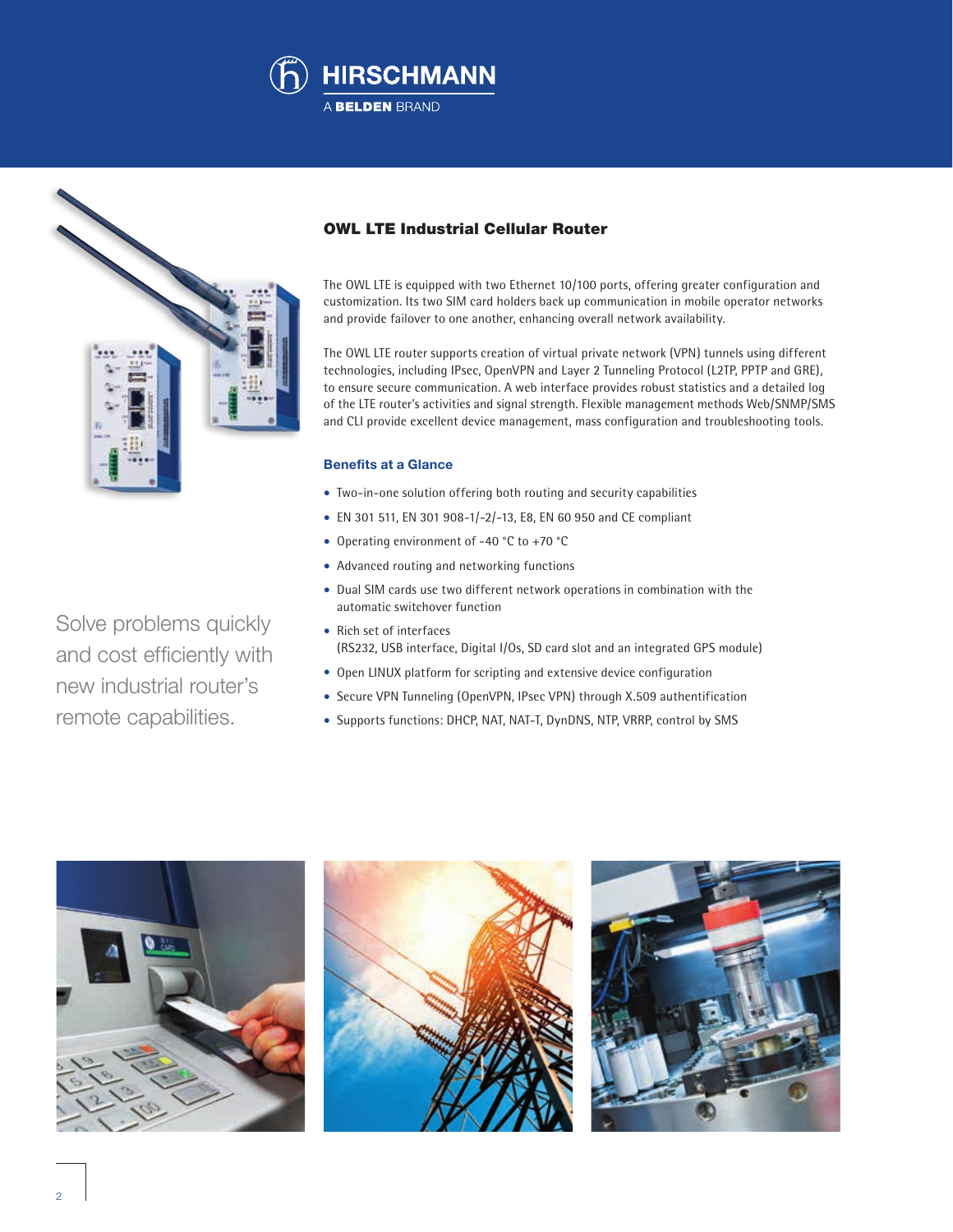## OWL LTE Industrial Cellular Router

The OWL LTE is equipped with two Ethernet 10/100 ports, offering greater configuration and customization. Its two SIM card holders back up communication in mobile operator networks and provide failover to one another, enhancing overall network availability.

The OWL LTE router supports creation of virtual private network (VPN) tunnels using different technologies, including IPsec, OpenVPN and Layer 2 Tunneling Protocol (L2TP, PPTP and GRE), to ensure secure communication. A web interface provides robust statistics and a detailed log of the LTE router's activities and signal strength. Flexible management methods Web/SNMP/SMS and CLI provide excellent device management, mass configuration and troubleshooting tools.

### Benefits at a Glance

- Two-in-one solution offering both routing and security capabilities
- EN 301 511, EN 301 908-1/-2/-13, E8, EN 60 950 and CE compliant
- Operating environment of -40 °C to +70 °C
- Advanced routing and networking functions
- Dual SIM cards use two different network operations in combination with the automatic switchover function
- Rich set of interfaces (RS232, USB interface, Digital I/Os, SD card slot and an integrated GPS module)
- Open LINUX platform for scripting and extensive device configuration
- Secure VPN Tunneling (OpenVPN, IPsec VPN) through X.509 authentification
- Supports functions: DHCP, NAT, NAT-T, DynDNS, NTP, VRRP, control by SMS

Solve problems quickly and cost efficiently with new industrial router's remote capabilities.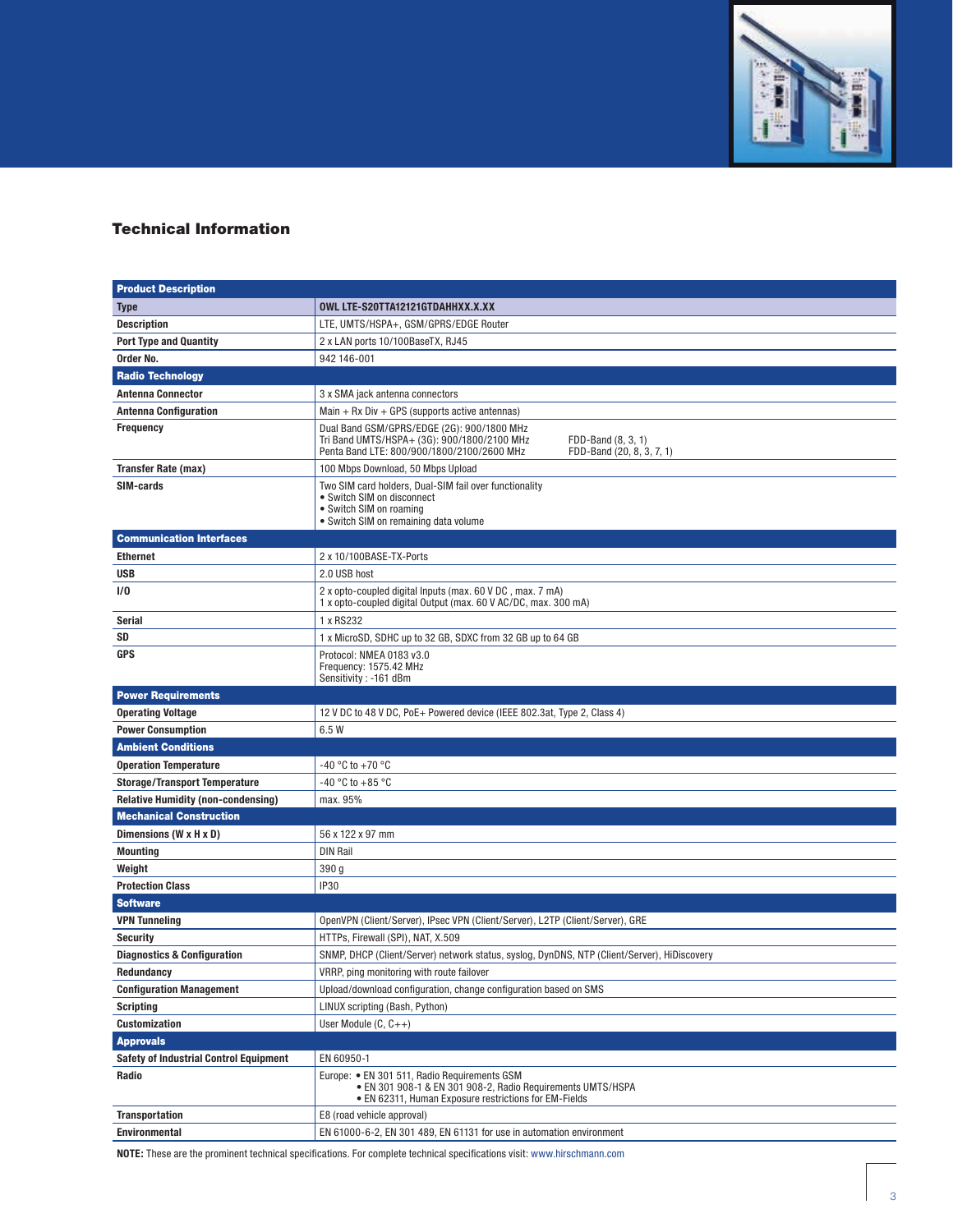## Technical Information

| Product Description | |
|---|---|
| **Type** | **OWL LTE-S20TTA12121GTDAHHXX.X.XX** |
| **Description** | LTE, UMTS/HSPA+, GSM/GPRS/EDGE Router |
| **Port Type and Quantity** | 2 x LAN ports 10/100BaseTX, RJ45 |
| **Order No.** | 942 146-001 |
| **Radio Technology** | |
| **Antenna Connector** | 3 x SMA jack antenna connectors |
| **Antenna Configuration** | Main + Rx Div + GPS (supports active antennas) |
| **Frequency** | Dual Band GSM/GPRS/EDGE (2G): 900/1800 MHz<br>Tri Band UMTS/HSPA+ (3G): 900/1800/2100 MHz — FDD-Band (8, 3, 1)<br>Penta Band LTE: 800/900/1800/2100/2600 MHz — FDD-Band (20, 8, 3, 7, 1) |
| **Transfer Rate (max)** | 100 Mbps Download, 50 Mbps Upload |
| **SIM-cards** | Two SIM card holders, Dual-SIM fail over functionality<br>• Switch SIM on disconnect<br>• Switch SIM on roaming<br>• Switch SIM on remaining data volume |
| **Communication Interfaces** | |
| **Ethernet** | 2 x 10/100BASE-TX-Ports |
| **USB** | 2.0 USB host |
| **I/O** | 2 x opto-coupled digital Inputs (max. 60 V DC , max. 7 mA)<br>1 x opto-coupled digital Output (max. 60 V AC/DC, max. 300 mA) |
| **Serial** | 1 x RS232 |
| **SD** | 1 x MicroSD, SDHC up to 32 GB, SDXC from 32 GB up to 64 GB |
| **GPS** | Protocol: NMEA 0183 v3.0<br>Frequency: 1575.42 MHz<br>Sensitivity : -161 dBm |
| **Power Requirements** | |
| **Operating Voltage** | 12 V DC to 48 V DC, PoE+ Powered device (IEEE 802.3at, Type 2, Class 4) |
| **Power Consumption** | 6.5 W |
| **Ambient Conditions** | |
| **Operation Temperature** | -40 °C to +70 °C |
| **Storage/Transport Temperature** | -40 °C to +85 °C |
| **Relative Humidity (non-condensing)** | max. 95% |
| **Mechanical Construction** | |
| **Dimensions (W x H x D)** | 56 x 122 x 97 mm |
| **Mounting** | DIN Rail |
| **Weight** | 390 g |
| **Protection Class** | IP30 |
| **Software** | |
| **VPN Tunneling** | OpenVPN (Client/Server), IPsec VPN (Client/Server), L2TP (Client/Server), GRE |
| **Security** | HTTPs, Firewall (SPI), NAT, X.509 |
| **Diagnostics & Configuration** | SNMP, DHCP (Client/Server) network status, syslog, DynDNS, NTP (Client/Server), HiDiscovery |
| **Redundancy** | VRRP, ping monitoring with route failover |
| **Configuration Management** | Upload/download configuration, change configuration based on SMS |
| **Scripting** | LINUX scripting (Bash, Python) |
| **Customization** | User Module (C, C++) |
| **Approvals** | |
| **Safety of Industrial Control Equipment** | EN 60950-1 |
| **Radio** | Europe: • EN 301 511, Radio Requirements GSM<br>• EN 301 908-1 & EN 301 908-2, Radio Requirements UMTS/HSPA<br>• EN 62311, Human Exposure restrictions for EM-Fields |
| **Transportation** | E8 (road vehicle approval) |
| **Environmental** | EN 61000-6-2, EN 301 489, EN 61131 for use in automation environment |

**NOTE:** These are the prominent technical specifications. For complete technical specifications visit: www.hirschmann.com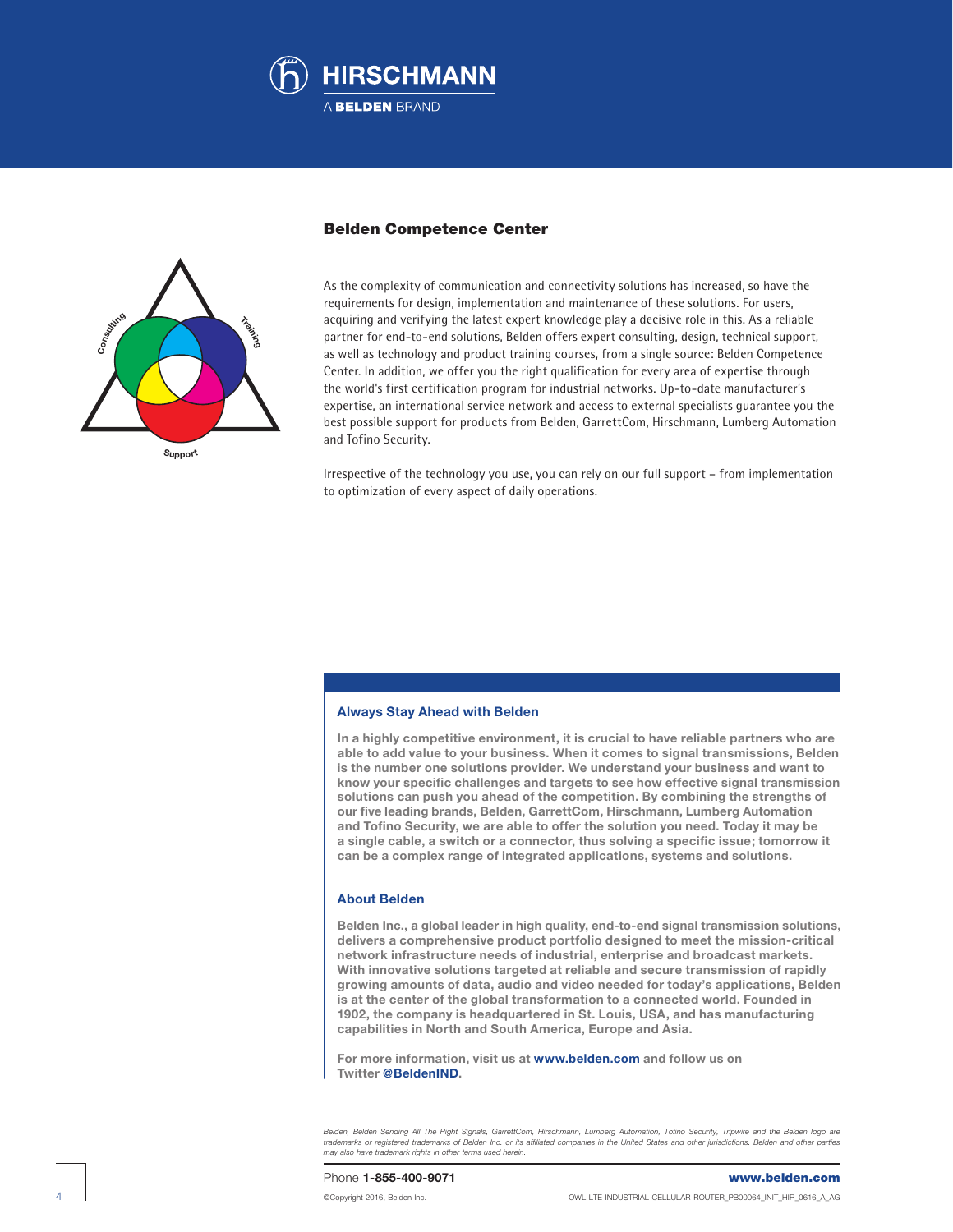HIRSCHMANN

A BELDEN BRAND

## Belden Competence Center

Consulting

Training

Support

As the complexity of communication and connectivity solutions has increased, so have the requirements for design, implementation and maintenance of these solutions. For users, acquiring and verifying the latest expert knowledge play a decisive role in this. As a reliable partner for end-to-end solutions, Belden offers expert consulting, design, technical support, as well as technology and product training courses, from a single source: Belden Competence Center. In addition, we offer you the right qualification for every area of expertise through the world's first certification program for industrial networks. Up-to-date manufacturer's expertise, an international service network and access to external specialists guarantee you the best possible support for products from Belden, GarrettCom, Hirschmann, Lumberg Automation and Tofino Security.

Irrespective of the technology you use, you can rely on our full support – from implementation to optimization of every aspect of daily operations.

### Always Stay Ahead with Belden

**In a highly competitive environment, it is crucial to have reliable partners who are able to add value to your business. When it comes to signal transmissions, Belden is the number one solutions provider. We understand your business and want to know your specific challenges and targets to see how effective signal transmission solutions can push you ahead of the competition. By combining the strengths of our five leading brands, Belden, GarrettCom, Hirschmann, Lumberg Automation and Tofino Security, we are able to offer the solution you need. Today it may be a single cable, a switch or a connector, thus solving a specific issue; tomorrow it can be a complex range of integrated applications, systems and solutions.**

### About Belden

**Belden Inc., a global leader in high quality, end-to-end signal transmission solutions, delivers a comprehensive product portfolio designed to meet the mission-critical network infrastructure needs of industrial, enterprise and broadcast markets. With innovative solutions targeted at reliable and secure transmission of rapidly growing amounts of data, audio and video needed for today's applications, Belden is at the center of the global transformation to a connected world. Founded in 1902, the company is headquartered in St. Louis, USA, and has manufacturing capabilities in North and South America, Europe and Asia.**

**For more information, visit us at www.belden.com and follow us on Twitter @BeldenIND.**

*Belden, Belden Sending All The Right Signals, GarrettCom, Hirschmann, Lumberg Automation, Tofino Security, Tripwire and the Belden logo are trademarks or registered trademarks of Belden Inc. or its affiliated companies in the United States and other jurisdictions. Belden and other parties may also have trademark rights in other terms used herein.*

Phone **1-855-400-9071**

**www.belden.com**

©Copyright 2016, Belden Inc.

OWL-LTE-INDUSTRIAL-CELLULAR-ROUTER_PB00064_INIT_HIR_0616_A_AG